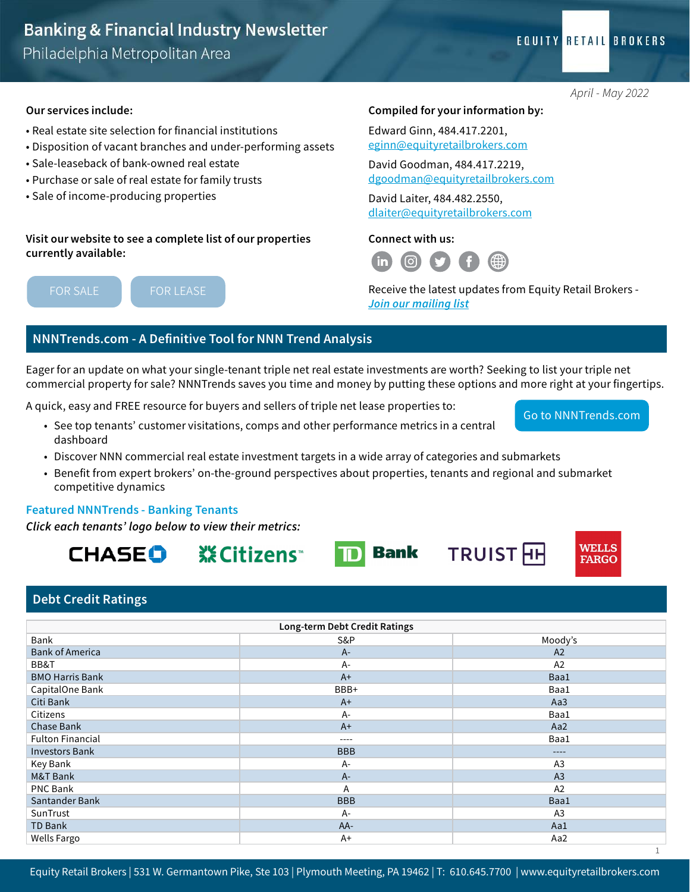# Banking & Financial Industry Newsletter

Philadelphia Metropolitan Area

EQUITY RETAIL BROKERS

*April - May 2022*

**Our services include:**

- Real estate site selection for financial institutions
- Disposition of vacant branches and under-performing assets
- Sale-leaseback of bank-owned real estate
- Purchase or sale of real estate for family trusts
- Sale of income-producing properties

**Visit our website to see a complete list of our properties currently available:**

FOR SALE FOR LEASE

**Compiled for your information by:**

Edward Ginn, 484.417.2201, eginn@equityretailbrokers.com

David Goodman, 484.417.2219, dgoodman@equityretailbrokers.com

David Laiter, 484.482.2550, dlaiter@equityretailbrokers.com

**Connect with us:**

Receive the latest updates from Equity Retail Brokers - *Join our mailing list*

## NNNTrends.com - A Definitive Tool for NNN Trend Analysis

Eager for an update on what your single-tenant triple net real estate investments are worth? Seeking to list your triple net commercial property for sale? NNNTrends saves you time and money by putting these options and more right at your fingertips.

A quick, easy and FREE resource for buyers and sellers of triple net lease properties to:

- See top tenants' customer visitations, comps and other performance metrics in a central dashboard
- Discover NNN commercial real estate investment targets in a wide array of categories and submarkets
- Benefit from expert brokers' on-the-ground perspectives about properties, tenants and regional and submarket competitive dynamics

Go to NNNTrends.com

### Featured NNNTrends - Banking Tenants

*Click each tenants' logo below to view their metrics:*

CHASE | Citizens | TD Bank | TRUIST | WELLS FARGO

## Debt Credit Ratings

| Long-term Debt Credit Ratings | | |
|---|---|---|
| Bank | S&P | Moody's |
| Bank of America | A- | A2 |
| BB&T | A- | A2 |
| BMO Harris Bank | A+ | Baa1 |
| CapitalOne Bank | BBB+ | Baa1 |
| Citi Bank | A+ | Aa3 |
| Citizens | A- | Baa1 |
| Chase Bank | A+ | Aa2 |
| Fulton Financial | ---- | Baa1 |
| Investors Bank | BBB | ---- |
| Key Bank | A- | A3 |
| M&T Bank | A- | A3 |
| PNC Bank | A | A2 |
| Santander Bank | BBB | Baa1 |
| SunTrust | A- | A3 |
| TD Bank | AA- | Aa1 |
| Wells Fargo | A+ | Aa2 |

Equity Retail Brokers | 531 W. Germantown Pike, Ste 103 | Plymouth Meeting, PA 19462 | T: 610.645.7700 | www.equityretailbrokers.com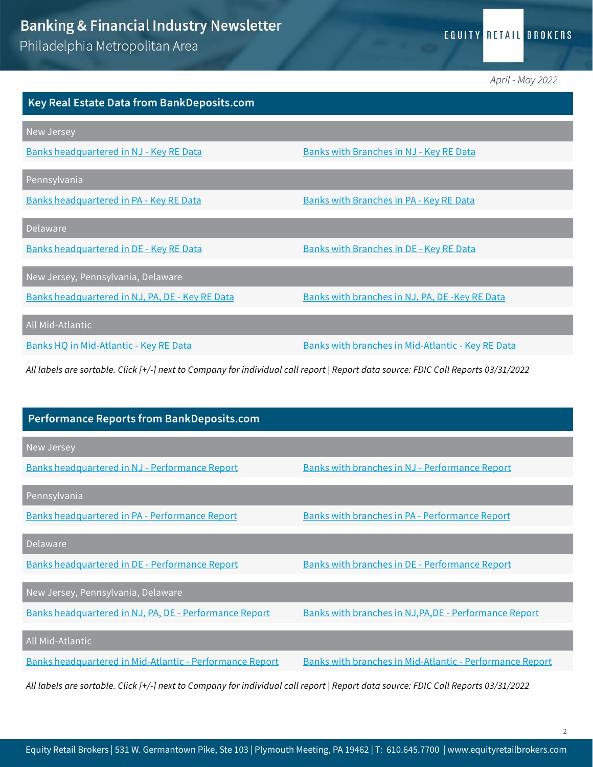April - May 2022

## Key Real Estate Data from BankDeposits.com

### New Jersey

Banks headquartered in NJ - Key RE Data | Banks with Branches in NJ - Key RE Data

### Pennsylvania

Banks headquartered in PA - Key RE Data | Banks with Branches in PA - Key RE Data

### Delaware

Banks headquartered in DE - Key RE Data | Banks with Branches in DE - Key RE Data

### New Jersey, Pennsylvania, Delaware

Banks headquartered in NJ, PA, DE - Key RE Data | Banks with branches in NJ, PA, DE -Key RE Data

### All Mid-Atlantic

Banks HQ in Mid-Atlantic - Key RE Data | Banks with branches in Mid-Atlantic - Key RE Data

*All labels are sortable. Click [+/-] next to Company for individual call report | Report data source: FDIC Call Reports 03/31/2022*

## Performance Reports from BankDeposits.com

### New Jersey

Banks headquartered in NJ - Performance Report | Banks with branches in NJ - Performance Report

### Pennsylvania

Banks headquartered in PA - Performance Report | Banks with branches in PA - Performance Report

### Delaware

Banks headquartered in DE - Performance Report | Banks with branches in DE - Performance Report

### New Jersey, Pennsylvania, Delaware

Banks headquartered in NJ, PA, DE - Performance Report | Banks with branches in NJ,PA,DE - Performance Report

### All Mid-Atlantic

Banks headquartered in Mid-Atlantic - Performance Report | Banks with branches in Mid-Atlantic - Performance Report

*All labels are sortable. Click [+/-] next to Company for individual call report | Report data source: FDIC Call Reports 03/31/2022*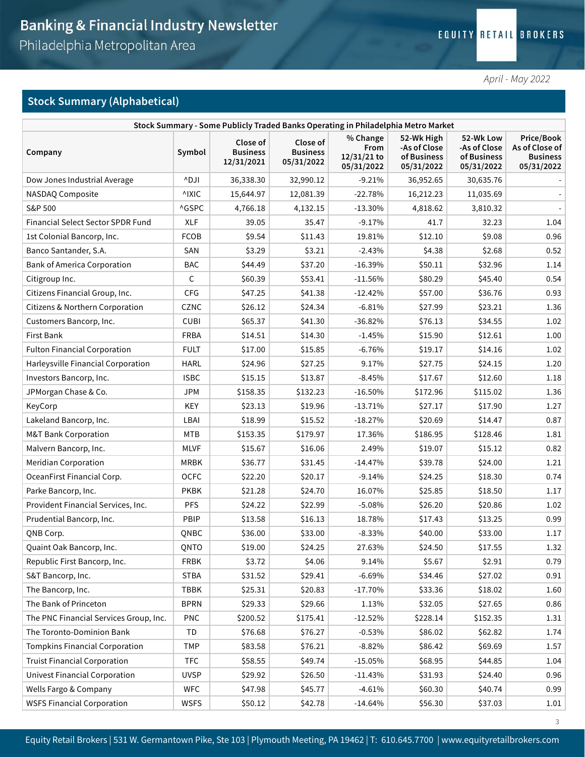# Banking & Financial Industry Newsletter

Philadelphia Metropolitan Area

*April - May 2022*

## Stock Summary (Alphabetical)

| Stock Summary - Some Publicly Traded Banks Operating in Philadelphia Metro Market | | | | | | | |
|---|---|---|---|---|---|---|---|
| **Company** | **Symbol** | **Close of Business 12/31/2021** | **Close of Business 05/31/2022** | **% Change From 12/31/21 to 05/31/2022** | **52-Wk High -As of Close of Business 05/31/2022** | **52-Wk Low -As of Close of Business 05/31/2022** | **Price/Book As of Close of Business 05/31/2022** |
| Dow Jones Industrial Average | ^DJI | 36,338.30 | 32,990.12 | -9.21% | 36,952.65 | 30,635.76 | - |
| NASDAQ Composite | ^IXIC | 15,644.97 | 12,081.39 | -22.78% | 16,212.23 | 11,035.69 | - |
| S&P 500 | ^GSPC | 4,766.18 | 4,132.15 | -13.30% | 4,818.62 | 3,810.32 | - |
| Financial Select Sector SPDR Fund | XLF | 39.05 | 35.47 | -9.17% | 41.7 | 32.23 | 1.04 |
| 1st Colonial Bancorp, Inc. | FCOB | $9.54 | $11.43 | 19.81% | $12.10 | $9.08 | 0.96 |
| Banco Santander, S.A. | SAN | $3.29 | $3.21 | -2.43% | $4.38 | $2.68 | 0.52 |
| Bank of America Corporation | BAC | $44.49 | $37.20 | -16.39% | $50.11 | $32.96 | 1.14 |
| Citigroup Inc. | C | $60.39 | $53.41 | -11.56% | $80.29 | $45.40 | 0.54 |
| Citizens Financial Group, Inc. | CFG | $47.25 | $41.38 | -12.42% | $57.00 | $36.76 | 0.93 |
| Citizens & Northern Corporation | CZNC | $26.12 | $24.34 | -6.81% | $27.99 | $23.21 | 1.36 |
| Customers Bancorp, Inc. | CUBI | $65.37 | $41.30 | -36.82% | $76.13 | $34.55 | 1.02 |
| First Bank | FRBA | $14.51 | $14.30 | -1.45% | $15.90 | $12.61 | 1.00 |
| Fulton Financial Corporation | FULT | $17.00 | $15.85 | -6.76% | $19.17 | $14.16 | 1.02 |
| Harleysville Financial Corporation | HARL | $24.96 | $27.25 | 9.17% | $27.75 | $24.15 | 1.20 |
| Investors Bancorp, Inc. | ISBC | $15.15 | $13.87 | -8.45% | $17.67 | $12.60 | 1.18 |
| JPMorgan Chase & Co. | JPM | $158.35 | $132.23 | -16.50% | $172.96 | $115.02 | 1.36 |
| KeyCorp | KEY | $23.13 | $19.96 | -13.71% | $27.17 | $17.90 | 1.27 |
| Lakeland Bancorp, Inc. | LBAI | $18.99 | $15.52 | -18.27% | $20.69 | $14.47 | 0.87 |
| M&T Bank Corporation | MTB | $153.35 | $179.97 | 17.36% | $186.95 | $128.46 | 1.81 |
| Malvern Bancorp, Inc. | MLVF | $15.67 | $16.06 | 2.49% | $19.07 | $15.12 | 0.82 |
| Meridian Corporation | MRBK | $36.77 | $31.45 | -14.47% | $39.78 | $24.00 | 1.21 |
| OceanFirst Financial Corp. | OCFC | $22.20 | $20.17 | -9.14% | $24.25 | $18.30 | 0.74 |
| Parke Bancorp, Inc. | PKBK | $21.28 | $24.70 | 16.07% | $25.85 | $18.50 | 1.17 |
| Provident Financial Services, Inc. | PFS | $24.22 | $22.99 | -5.08% | $26.20 | $20.86 | 1.02 |
| Prudential Bancorp, Inc. | PBIP | $13.58 | $16.13 | 18.78% | $17.43 | $13.25 | 0.99 |
| QNB Corp. | QNBC | $36.00 | $33.00 | -8.33% | $40.00 | $33.00 | 1.17 |
| Quaint Oak Bancorp, Inc. | QNTO | $19.00 | $24.25 | 27.63% | $24.50 | $17.55 | 1.32 |
| Republic First Bancorp, Inc. | FRBK | $3.72 | $4.06 | 9.14% | $5.67 | $2.91 | 0.79 |
| S&T Bancorp, Inc. | STBA | $31.52 | $29.41 | -6.69% | $34.46 | $27.02 | 0.91 |
| The Bancorp, Inc. | TBBK | $25.31 | $20.83 | -17.70% | $33.36 | $18.02 | 1.60 |
| The Bank of Princeton | BPRN | $29.33 | $29.66 | 1.13% | $32.05 | $27.65 | 0.86 |
| The PNC Financial Services Group, Inc. | PNC | $200.52 | $175.41 | -12.52% | $228.14 | $152.35 | 1.31 |
| The Toronto-Dominion Bank | TD | $76.68 | $76.27 | -0.53% | $86.02 | $62.82 | 1.74 |
| Tompkins Financial Corporation | TMP | $83.58 | $76.21 | -8.82% | $86.42 | $69.69 | 1.57 |
| Truist Financial Corporation | TFC | $58.55 | $49.74 | -15.05% | $68.95 | $44.85 | 1.04 |
| Univest Financial Corporation | UVSP | $29.92 | $26.50 | -11.43% | $31.93 | $24.40 | 0.96 |
| Wells Fargo & Company | WFC | $47.98 | $45.77 | -4.61% | $60.30 | $40.74 | 0.99 |
| WSFS Financial Corporation | WSFS | $50.12 | $42.78 | -14.64% | $56.30 | $37.03 | 1.01 |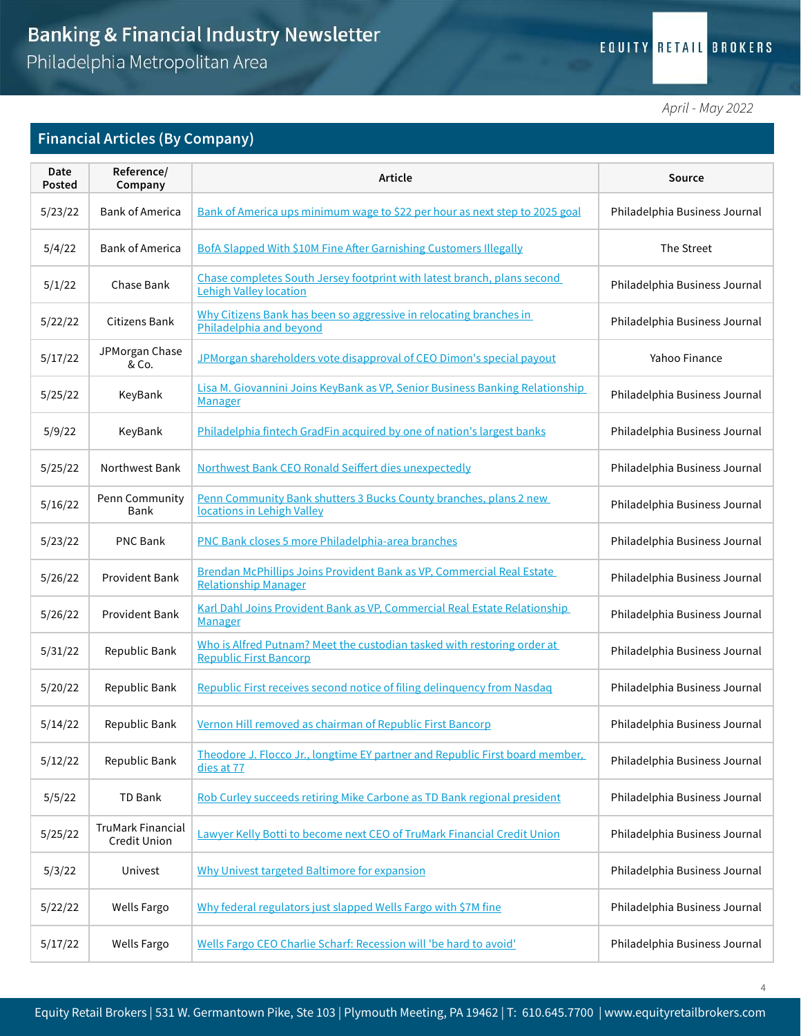# Banking & Financial Industry Newsletter
## Philadelphia Metropolitan Area

*April - May 2022*

## Financial Articles (By Company)

| Date Posted | Reference/ Company | Article | Source |
|---|---|---|---|
| 5/23/22 | Bank of America | Bank of America ups minimum wage to $22 per hour as next step to 2025 goal | Philadelphia Business Journal |
| 5/4/22 | Bank of America | BofA Slapped With $10M Fine After Garnishing Customers Illegally | The Street |
| 5/1/22 | Chase Bank | Chase completes South Jersey footprint with latest branch, plans second Lehigh Valley location | Philadelphia Business Journal |
| 5/22/22 | Citizens Bank | Why Citizens Bank has been so aggressive in relocating branches in Philadelphia and beyond | Philadelphia Business Journal |
| 5/17/22 | JPMorgan Chase & Co. | JPMorgan shareholders vote disapproval of CEO Dimon's special payout | Yahoo Finance |
| 5/25/22 | KeyBank | Lisa M. Giovannini Joins KeyBank as VP, Senior Business Banking Relationship Manager | Philadelphia Business Journal |
| 5/9/22 | KeyBank | Philadelphia fintech GradFin acquired by one of nation's largest banks | Philadelphia Business Journal |
| 5/25/22 | Northwest Bank | Northwest Bank CEO Ronald Seiffert dies unexpectedly | Philadelphia Business Journal |
| 5/16/22 | Penn Community Bank | Penn Community Bank shutters 3 Bucks County branches, plans 2 new locations in Lehigh Valley | Philadelphia Business Journal |
| 5/23/22 | PNC Bank | PNC Bank closes 5 more Philadelphia-area branches | Philadelphia Business Journal |
| 5/26/22 | Provident Bank | Brendan McPhillips Joins Provident Bank as VP, Commercial Real Estate Relationship Manager | Philadelphia Business Journal |
| 5/26/22 | Provident Bank | Karl Dahl Joins Provident Bank as VP, Commercial Real Estate Relationship Manager | Philadelphia Business Journal |
| 5/31/22 | Republic Bank | Who is Alfred Putnam? Meet the custodian tasked with restoring order at Republic First Bancorp | Philadelphia Business Journal |
| 5/20/22 | Republic Bank | Republic First receives second notice of filing delinquency from Nasdaq | Philadelphia Business Journal |
| 5/14/22 | Republic Bank | Vernon Hill removed as chairman of Republic First Bancorp | Philadelphia Business Journal |
| 5/12/22 | Republic Bank | Theodore J. Flocco Jr., longtime EY partner and Republic First board member, dies at 77 | Philadelphia Business Journal |
| 5/5/22 | TD Bank | Rob Curley succeeds retiring Mike Carbone as TD Bank regional president | Philadelphia Business Journal |
| 5/25/22 | TruMark Financial Credit Union | Lawyer Kelly Botti to become next CEO of TruMark Financial Credit Union | Philadelphia Business Journal |
| 5/3/22 | Univest | Why Univest targeted Baltimore for expansion | Philadelphia Business Journal |
| 5/22/22 | Wells Fargo | Why federal regulators just slapped Wells Fargo with $7M fine | Philadelphia Business Journal |
| 5/17/22 | Wells Fargo | Wells Fargo CEO Charlie Scharf: Recession will 'be hard to avoid' | Philadelphia Business Journal |

Equity Retail Brokers | 531 W. Germantown Pike, Ste 103 | Plymouth Meeting, PA 19462 | T: 610.645.7700 | www.equityretailbrokers.com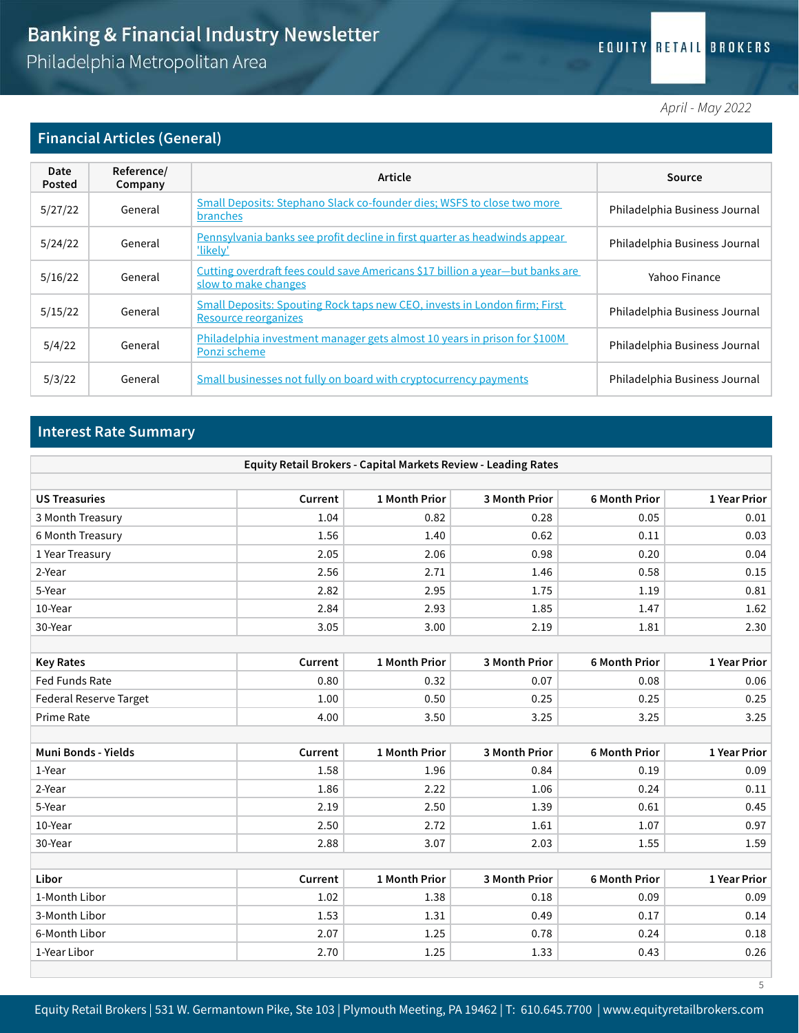# Banking & Financial Industry Newsletter

Philadelphia Metropolitan Area

EQUITY RETAIL BROKERS

*April - May 2022*

## Financial Articles (General)

| Date Posted | Reference/ Company | Article | Source |
|---|---|---|---|
| 5/27/22 | General | Small Deposits: Stephano Slack co-founder dies; WSFS to close two more branches | Philadelphia Business Journal |
| 5/24/22 | General | Pennsylvania banks see profit decline in first quarter as headwinds appear 'likely' | Philadelphia Business Journal |
| 5/16/22 | General | Cutting overdraft fees could save Americans $17 billion a year—but banks are slow to make changes | Yahoo Finance |
| 5/15/22 | General | Small Deposits: Spouting Rock taps new CEO, invests in London firm; First Resource reorganizes | Philadelphia Business Journal |
| 5/4/22 | General | Philadelphia investment manager gets almost 10 years in prison for $100M Ponzi scheme | Philadelphia Business Journal |
| 5/3/22 | General | Small businesses not fully on board with cryptocurrency payments | Philadelphia Business Journal |

## Interest Rate Summary

**Equity Retail Brokers - Capital Markets Review - Leading Rates**

| US Treasuries | Current | 1 Month Prior | 3 Month Prior | 6 Month Prior | 1 Year Prior |
|---|---|---|---|---|---|
| 3 Month Treasury | 1.04 | 0.82 | 0.28 | 0.05 | 0.01 |
| 6 Month Treasury | 1.56 | 1.40 | 0.62 | 0.11 | 0.03 |
| 1 Year Treasury | 2.05 | 2.06 | 0.98 | 0.20 | 0.04 |
| 2-Year | 2.56 | 2.71 | 1.46 | 0.58 | 0.15 |
| 5-Year | 2.82 | 2.95 | 1.75 | 1.19 | 0.81 |
| 10-Year | 2.84 | 2.93 | 1.85 | 1.47 | 1.62 |
| 30-Year | 3.05 | 3.00 | 2.19 | 1.81 | 2.30 |
| **Key Rates** | **Current** | **1 Month Prior** | **3 Month Prior** | **6 Month Prior** | **1 Year Prior** |
| Fed Funds Rate | 0.80 | 0.32 | 0.07 | 0.08 | 0.06 |
| Federal Reserve Target | 1.00 | 0.50 | 0.25 | 0.25 | 0.25 |
| Prime Rate | 4.00 | 3.50 | 3.25 | 3.25 | 3.25 |
| **Muni Bonds - Yields** | **Current** | **1 Month Prior** | **3 Month Prior** | **6 Month Prior** | **1 Year Prior** |
| 1-Year | 1.58 | 1.96 | 0.84 | 0.19 | 0.09 |
| 2-Year | 1.86 | 2.22 | 1.06 | 0.24 | 0.11 |
| 5-Year | 2.19 | 2.50 | 1.39 | 0.61 | 0.45 |
| 10-Year | 2.50 | 2.72 | 1.61 | 1.07 | 0.97 |
| 30-Year | 2.88 | 3.07 | 2.03 | 1.55 | 1.59 |
| **Libor** | **Current** | **1 Month Prior** | **3 Month Prior** | **6 Month Prior** | **1 Year Prior** |
| 1-Month Libor | 1.02 | 1.38 | 0.18 | 0.09 | 0.09 |
| 3-Month Libor | 1.53 | 1.31 | 0.49 | 0.17 | 0.14 |
| 6-Month Libor | 2.07 | 1.25 | 0.78 | 0.24 | 0.18 |
| 1-Year Libor | 2.70 | 1.25 | 1.33 | 0.43 | 0.26 |

Equity Retail Brokers | 531 W. Germantown Pike, Ste 103 | Plymouth Meeting, PA 19462 | T: 610.645.7700 | www.equityretailbrokers.com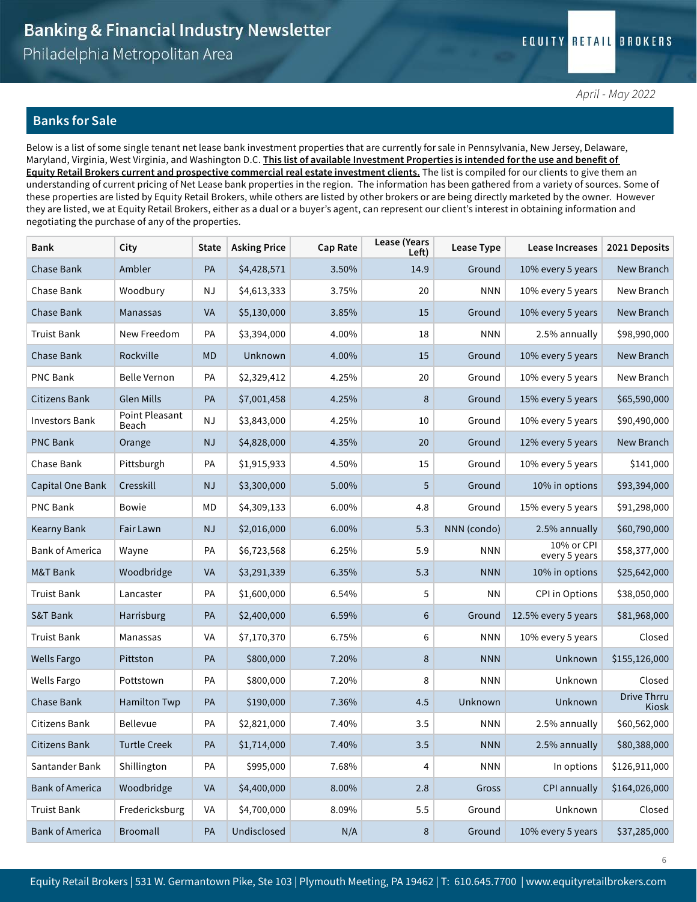## Banks for Sale

Below is a list of some single tenant net lease bank investment properties that are currently for sale in Pennsylvania, New Jersey, Delaware, Maryland, Virginia, West Virginia, and Washington D.C. **This list of available Investment Properties is intended for the use and benefit of Equity Retail Brokers current and prospective commercial real estate investment clients.** The list is compiled for our clients to give them an understanding of current pricing of Net Lease bank properties in the region. The information has been gathered from a variety of sources. Some of these properties are listed by Equity Retail Brokers, while others are listed by other brokers or are being directly marketed by the owner. However they are listed, we at Equity Retail Brokers, either as a dual or a buyer's agent, can represent our client's interest in obtaining information and negotiating the purchase of any of the properties.

| Bank | City | State | Asking Price | Cap Rate | Lease (Years Left) | Lease Type | Lease Increases | 2021 Deposits |
|---|---|---|---|---|---|---|---|---|
| Chase Bank | Ambler | PA | $4,428,571 | 3.50% | 14.9 | Ground | 10% every 5 years | New Branch |
| Chase Bank | Woodbury | NJ | $4,613,333 | 3.75% | 20 | NNN | 10% every 5 years | New Branch |
| Chase Bank | Manassas | VA | $5,130,000 | 3.85% | 15 | Ground | 10% every 5 years | New Branch |
| Truist Bank | New Freedom | PA | $3,394,000 | 4.00% | 18 | NNN | 2.5% annually | $98,990,000 |
| Chase Bank | Rockville | MD | Unknown | 4.00% | 15 | Ground | 10% every 5 years | New Branch |
| PNC Bank | Belle Vernon | PA | $2,329,412 | 4.25% | 20 | Ground | 10% every 5 years | New Branch |
| Citizens Bank | Glen Mills | PA | $7,001,458 | 4.25% | 8 | Ground | 15% every 5 years | $65,590,000 |
| Investors Bank | Point Pleasant Beach | NJ | $3,843,000 | 4.25% | 10 | Ground | 10% every 5 years | $90,490,000 |
| PNC Bank | Orange | NJ | $4,828,000 | 4.35% | 20 | Ground | 12% every 5 years | New Branch |
| Chase Bank | Pittsburgh | PA | $1,915,933 | 4.50% | 15 | Ground | 10% every 5 years | $141,000 |
| Capital One Bank | Cresskill | NJ | $3,300,000 | 5.00% | 5 | Ground | 10% in options | $93,394,000 |
| PNC Bank | Bowie | MD | $4,309,133 | 6.00% | 4.8 | Ground | 15% every 5 years | $91,298,000 |
| Kearny Bank | Fair Lawn | NJ | $2,016,000 | 6.00% | 5.3 | NNN (condo) | 2.5% annually | $60,790,000 |
| Bank of America | Wayne | PA | $6,723,568 | 6.25% | 5.9 | NNN | 10% or CPI every 5 years | $58,377,000 |
| M&T Bank | Woodbridge | VA | $3,291,339 | 6.35% | 5.3 | NNN | 10% in options | $25,642,000 |
| Truist Bank | Lancaster | PA | $1,600,000 | 6.54% | 5 | NN | CPI in Options | $38,050,000 |
| S&T Bank | Harrisburg | PA | $2,400,000 | 6.59% | 6 | Ground | 12.5% every 5 years | $81,968,000 |
| Truist Bank | Manassas | VA | $7,170,370 | 6.75% | 6 | NNN | 10% every 5 years | Closed |
| Wells Fargo | Pittston | PA | $800,000 | 7.20% | 8 | NNN | Unknown | $155,126,000 |
| Wells Fargo | Pottstown | PA | $800,000 | 7.20% | 8 | NNN | Unknown | Closed |
| Chase Bank | Hamilton Twp | PA | $190,000 | 7.36% | 4.5 | Unknown | Unknown | Drive Thrru Kiosk |
| Citizens Bank | Bellevue | PA | $2,821,000 | 7.40% | 3.5 | NNN | 2.5% annually | $60,562,000 |
| Citizens Bank | Turtle Creek | PA | $1,714,000 | 7.40% | 3.5 | NNN | 2.5% annually | $80,388,000 |
| Santander Bank | Shillington | PA | $995,000 | 7.68% | 4 | NNN | In options | $126,911,000 |
| Bank of America | Woodbridge | VA | $4,400,000 | 8.00% | 2.8 | Gross | CPI annually | $164,026,000 |
| Truist Bank | Fredericksburg | VA | $4,700,000 | 8.09% | 5.5 | Ground | Unknown | Closed |
| Bank of America | Broomall | PA | Undisclosed | N/A | 8 | Ground | 10% every 5 years | $37,285,000 |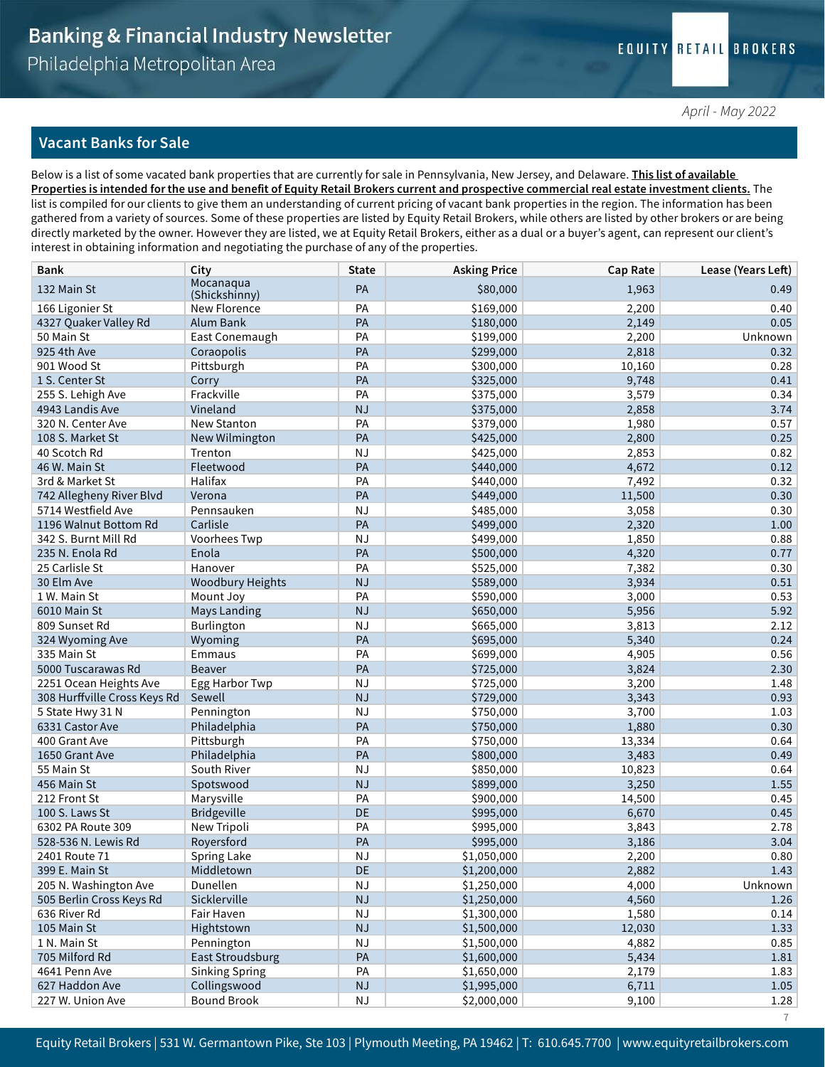## Vacant Banks for Sale

Below is a list of some vacated bank properties that are currently for sale in Pennsylvania, New Jersey, and Delaware. **This list of available Properties is intended for the use and benefit of Equity Retail Brokers current and prospective commercial real estate investment clients.** The list is compiled for our clients to give them an understanding of current pricing of vacant bank properties in the region. The information has been gathered from a variety of sources. Some of these properties are listed by Equity Retail Brokers, while others are listed by other brokers or are being directly marketed by the owner. However they are listed, we at Equity Retail Brokers, either as a dual or a buyer's agent, can represent our client's interest in obtaining information and negotiating the purchase of any of the properties.

| Bank | City | State | Asking Price | Cap Rate | Lease (Years Left) |
|---|---|---|---|---|---|
| 132 Main St | Mocanaqua (Shickshinny) | PA | $80,000 | 1,963 | 0.49 |
| 166 Ligonier St | New Florence | PA | $169,000 | 2,200 | 0.40 |
| 4327 Quaker Valley Rd | Alum Bank | PA | $180,000 | 2,149 | 0.05 |
| 50 Main St | East Conemaugh | PA | $199,000 | 2,200 | Unknown |
| 925 4th Ave | Coraopolis | PA | $299,000 | 2,818 | 0.32 |
| 901 Wood St | Pittsburgh | PA | $300,000 | 10,160 | 0.28 |
| 1 S. Center St | Corry | PA | $325,000 | 9,748 | 0.41 |
| 255 S. Lehigh Ave | Frackville | PA | $375,000 | 3,579 | 0.34 |
| 4943 Landis Ave | Vineland | NJ | $375,000 | 2,858 | 3.74 |
| 320 N. Center Ave | New Stanton | PA | $379,000 | 1,980 | 0.57 |
| 108 S. Market St | New Wilmington | PA | $425,000 | 2,800 | 0.25 |
| 40 Scotch Rd | Trenton | NJ | $425,000 | 2,853 | 0.82 |
| 46 W. Main St | Fleetwood | PA | $440,000 | 4,672 | 0.12 |
| 3rd & Market St | Halifax | PA | $440,000 | 7,492 | 0.32 |
| 742 Allegheny River Blvd | Verona | PA | $449,000 | 11,500 | 0.30 |
| 5714 Westfield Ave | Pennsauken | NJ | $485,000 | 3,058 | 0.30 |
| 1196 Walnut Bottom Rd | Carlisle | PA | $499,000 | 2,320 | 1.00 |
| 342 S. Burnt Mill Rd | Voorhees Twp | NJ | $499,000 | 1,850 | 0.88 |
| 235 N. Enola Rd | Enola | PA | $500,000 | 4,320 | 0.77 |
| 25 Carlisle St | Hanover | PA | $525,000 | 7,382 | 0.30 |
| 30 Elm Ave | Woodbury Heights | NJ | $589,000 | 3,934 | 0.51 |
| 1 W. Main St | Mount Joy | PA | $590,000 | 3,000 | 0.53 |
| 6010 Main St | Mays Landing | NJ | $650,000 | 5,956 | 5.92 |
| 809 Sunset Rd | Burlington | NJ | $665,000 | 3,813 | 2.12 |
| 324 Wyoming Ave | Wyoming | PA | $695,000 | 5,340 | 0.24 |
| 335 Main St | Emmaus | PA | $699,000 | 4,905 | 0.56 |
| 5000 Tuscarawas Rd | Beaver | PA | $725,000 | 3,824 | 2.30 |
| 2251 Ocean Heights Ave | Egg Harbor Twp | NJ | $725,000 | 3,200 | 1.48 |
| 308 Hurffville Cross Keys Rd | Sewell | NJ | $729,000 | 3,343 | 0.93 |
| 5 State Hwy 31 N | Pennington | NJ | $750,000 | 3,700 | 1.03 |
| 6331 Castor Ave | Philadelphia | PA | $750,000 | 1,880 | 0.30 |
| 400 Grant Ave | Pittsburgh | PA | $750,000 | 13,334 | 0.64 |
| 1650 Grant Ave | Philadelphia | PA | $800,000 | 3,483 | 0.49 |
| 55 Main St | South River | NJ | $850,000 | 10,823 | 0.64 |
| 456 Main St | Spotswood | NJ | $899,000 | 3,250 | 1.55 |
| 212 Front St | Marysville | PA | $900,000 | 14,500 | 0.45 |
| 100 S. Laws St | Bridgeville | DE | $995,000 | 6,670 | 0.45 |
| 6302 PA Route 309 | New Tripoli | PA | $995,000 | 3,843 | 2.78 |
| 528-536 N. Lewis Rd | Royersford | PA | $995,000 | 3,186 | 3.04 |
| 2401 Route 71 | Spring Lake | NJ | $1,050,000 | 2,200 | 0.80 |
| 399 E. Main St | Middletown | DE | $1,200,000 | 2,882 | 1.43 |
| 205 N. Washington Ave | Dunellen | NJ | $1,250,000 | 4,000 | Unknown |
| 505 Berlin Cross Keys Rd | Sicklerville | NJ | $1,250,000 | 4,560 | 1.26 |
| 636 River Rd | Fair Haven | NJ | $1,300,000 | 1,580 | 0.14 |
| 105 Main St | Hightstown | NJ | $1,500,000 | 12,030 | 1.33 |
| 1 N. Main St | Pennington | NJ | $1,500,000 | 4,882 | 0.85 |
| 705 Milford Rd | East Stroudsburg | PA | $1,600,000 | 5,434 | 1.81 |
| 4641 Penn Ave | Sinking Spring | PA | $1,650,000 | 2,179 | 1.83 |
| 627 Haddon Ave | Collingswood | NJ | $1,995,000 | 6,711 | 1.05 |
| 227 W. Union Ave | Bound Brook | NJ | $2,000,000 | 9,100 | 1.28 |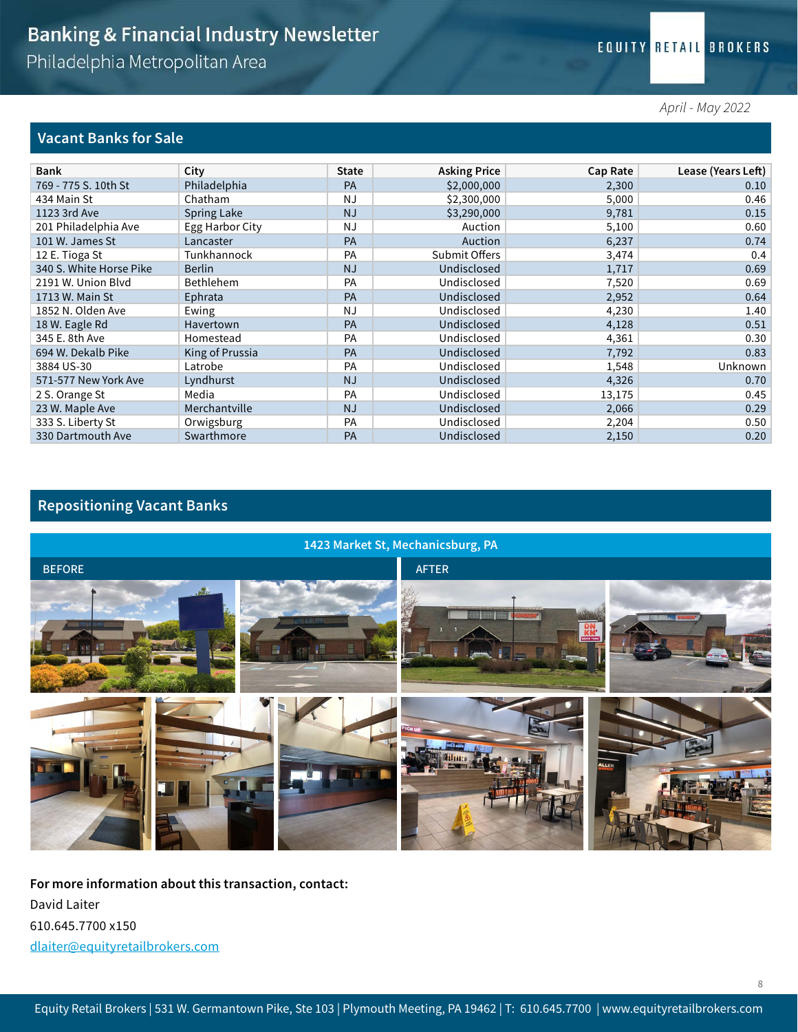# Banking & Financial Industry Newsletter

Philadelphia Metropolitan Area

*April - May 2022*

## Vacant Banks for Sale

| Bank | City | State | Asking Price | Cap Rate | Lease (Years Left) |
|---|---|---|---|---|---|
| 769 - 775 S. 10th St | Philadelphia | PA | $2,000,000 | 2,300 | 0.10 |
| 434 Main St | Chatham | NJ | $2,300,000 | 5,000 | 0.46 |
| 1123 3rd Ave | Spring Lake | NJ | $3,290,000 | 9,781 | 0.15 |
| 201 Philadelphia Ave | Egg Harbor City | NJ | Auction | 5,100 | 0.60 |
| 101 W. James St | Lancaster | PA | Auction | 6,237 | 0.74 |
| 12 E. Tioga St | Tunkhannock | PA | Submit Offers | 3,474 | 0.4 |
| 340 S. White Horse Pike | Berlin | NJ | Undisclosed | 1,717 | 0.69 |
| 2191 W. Union Blvd | Bethlehem | PA | Undisclosed | 7,520 | 0.69 |
| 1713 W. Main St | Ephrata | PA | Undisclosed | 2,952 | 0.64 |
| 1852 N. Olden Ave | Ewing | NJ | Undisclosed | 4,230 | 1.40 |
| 18 W. Eagle Rd | Havertown | PA | Undisclosed | 4,128 | 0.51 |
| 345 E. 8th Ave | Homestead | PA | Undisclosed | 4,361 | 0.30 |
| 694 W. Dekalb Pike | King of Prussia | PA | Undisclosed | 7,792 | 0.83 |
| 3884 US-30 | Latrobe | PA | Undisclosed | 1,548 | Unknown |
| 571-577 New York Ave | Lyndhurst | NJ | Undisclosed | 4,326 | 0.70 |
| 2 S. Orange St | Media | PA | Undisclosed | 13,175 | 0.45 |
| 23 W. Maple Ave | Merchantville | NJ | Undisclosed | 2,066 | 0.29 |
| 333 S. Liberty St | Orwigsburg | PA | Undisclosed | 2,204 | 0.50 |
| 330 Dartmouth Ave | Swarthmore | PA | Undisclosed | 2,150 | 0.20 |

## Repositioning Vacant Banks

**1423 Market St, Mechanicsburg, PA**

BEFORE

AFTER

**For more information about this transaction, contact:**

David Laiter

610.645.7700 x150

dlaiter@equityretailbrokers.com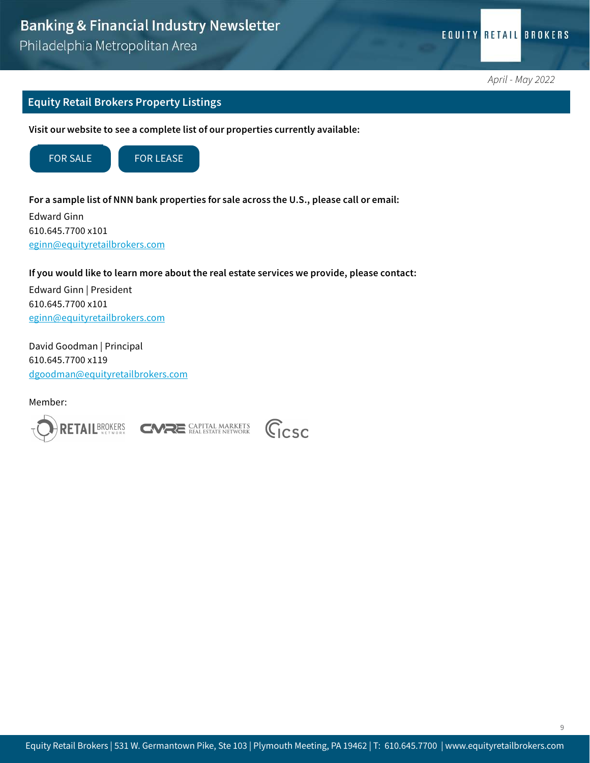## Equity Retail Brokers Property Listings

**Visit our website to see a complete list of our properties currently available:**

FOR SALE FOR LEASE

**For a sample list of NNN bank properties for sale across the U.S., please call or email:**

Edward Ginn
610.645.7700 x101
eginn@equityretailbrokers.com

**If you would like to learn more about the real estate services we provide, please contact:**

Edward Ginn | President
610.645.7700 x101
eginn@equityretailbrokers.com

David Goodman | Principal
610.645.7700 x119
dgoodman@equityretailbrokers.com

Member:

RETAIL BROKERS NETWORK CMRE CAPITAL MARKETS REAL ESTATE NETWORK ICSC